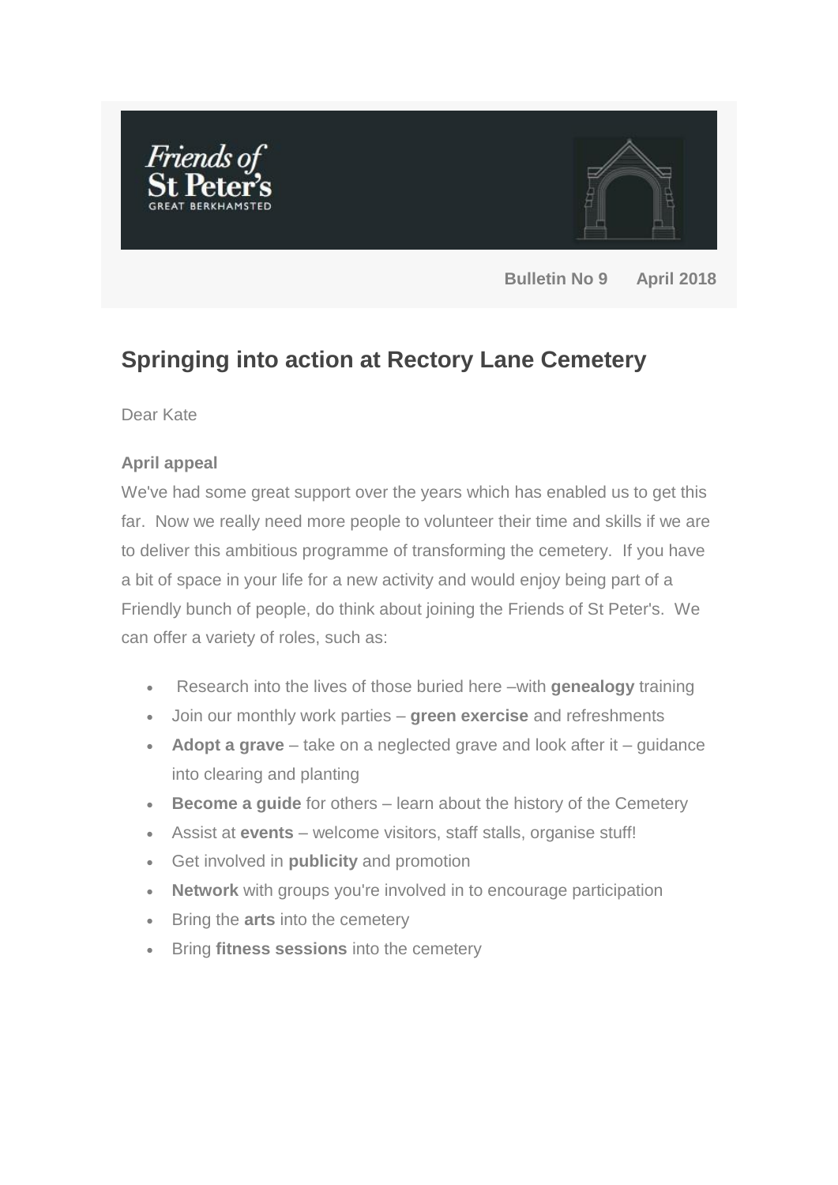Friends of St Peter's
GREAT BERKHAMSTED

**Bulletin No 9 April 2018**

# Springing into action at Rectory Lane Cemetery

Dear Kate

**April appeal**

We've had some great support over the years which has enabled us to get this far. Now we really need more people to volunteer their time and skills if we are to deliver this ambitious programme of transforming the cemetery. If you have a bit of space in your life for a new activity and would enjoy being part of a Friendly bunch of people, do think about joining the Friends of St Peter's. We can offer a variety of roles, such as:

- Research into the lives of those buried here –with **genealogy** training
- Join our monthly work parties – **green exercise** and refreshments
- **Adopt a grave** – take on a neglected grave and look after it – guidance into clearing and planting
- **Become a guide** for others – learn about the history of the Cemetery
- Assist at **events** – welcome visitors, staff stalls, organise stuff!
- Get involved in **publicity** and promotion
- **Network** with groups you're involved in to encourage participation
- Bring the **arts** into the cemetery
- Bring **fitness sessions** into the cemetery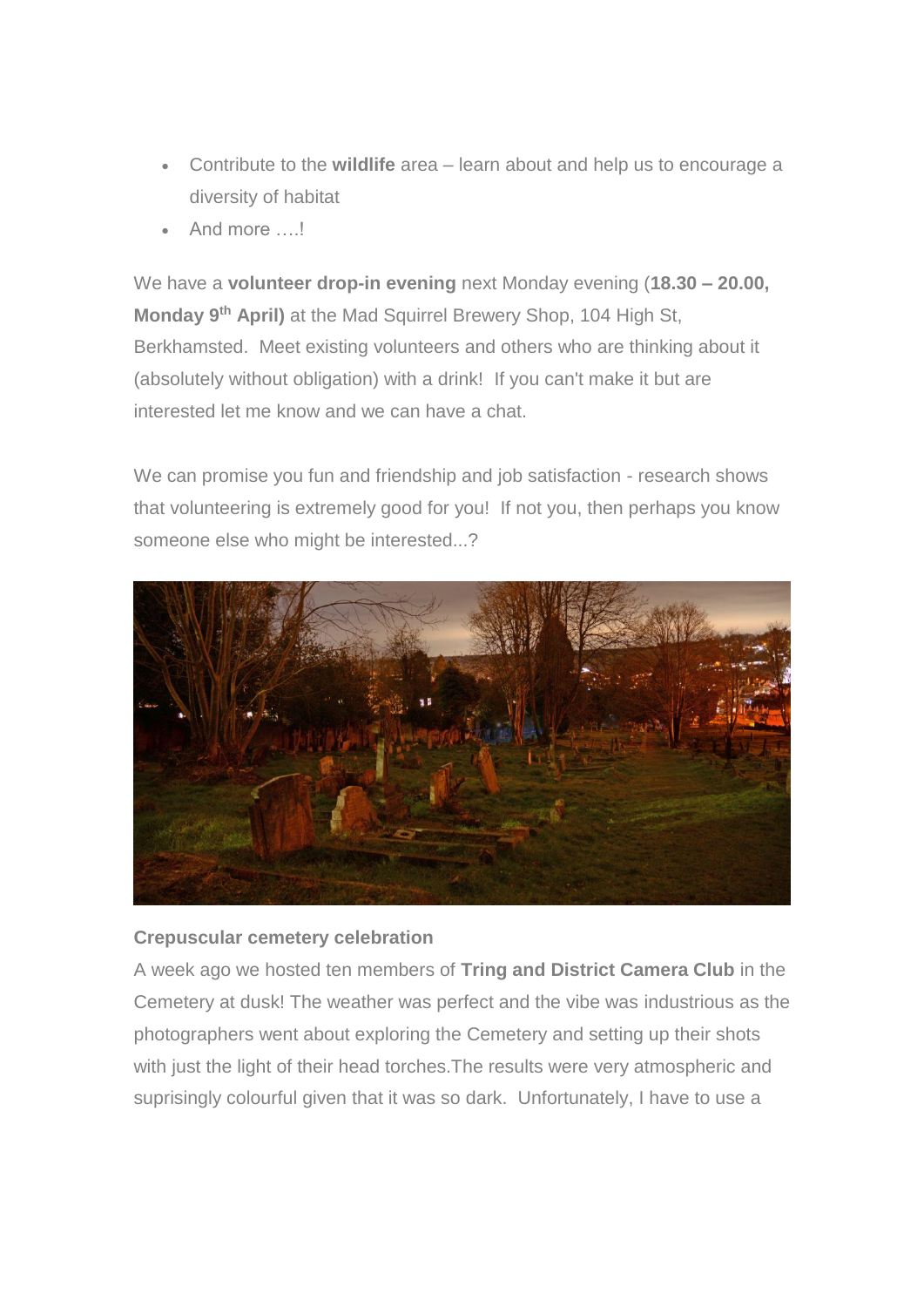- Contribute to the **wildlife** area – learn about and help us to encourage a diversity of habitat
- And more ….!

We have a **volunteer drop-in evening** next Monday evening (**18.30 – 20.00, Monday 9th April)** at the Mad Squirrel Brewery Shop, 104 High St, Berkhamsted. Meet existing volunteers and others who are thinking about it (absolutely without obligation) with a drink! If you can't make it but are interested let me know and we can have a chat.

We can promise you fun and friendship and job satisfaction - research shows that volunteering is extremely good for you! If not you, then perhaps you know someone else who might be interested...?

**Crepuscular cemetery celebration**

A week ago we hosted ten members of **Tring and District Camera Club** in the Cemetery at dusk! The weather was perfect and the vibe was industrious as the photographers went about exploring the Cemetery and setting up their shots with just the light of their head torches.The results were very atmospheric and suprisingly colourful given that it was so dark. Unfortunately, I have to use a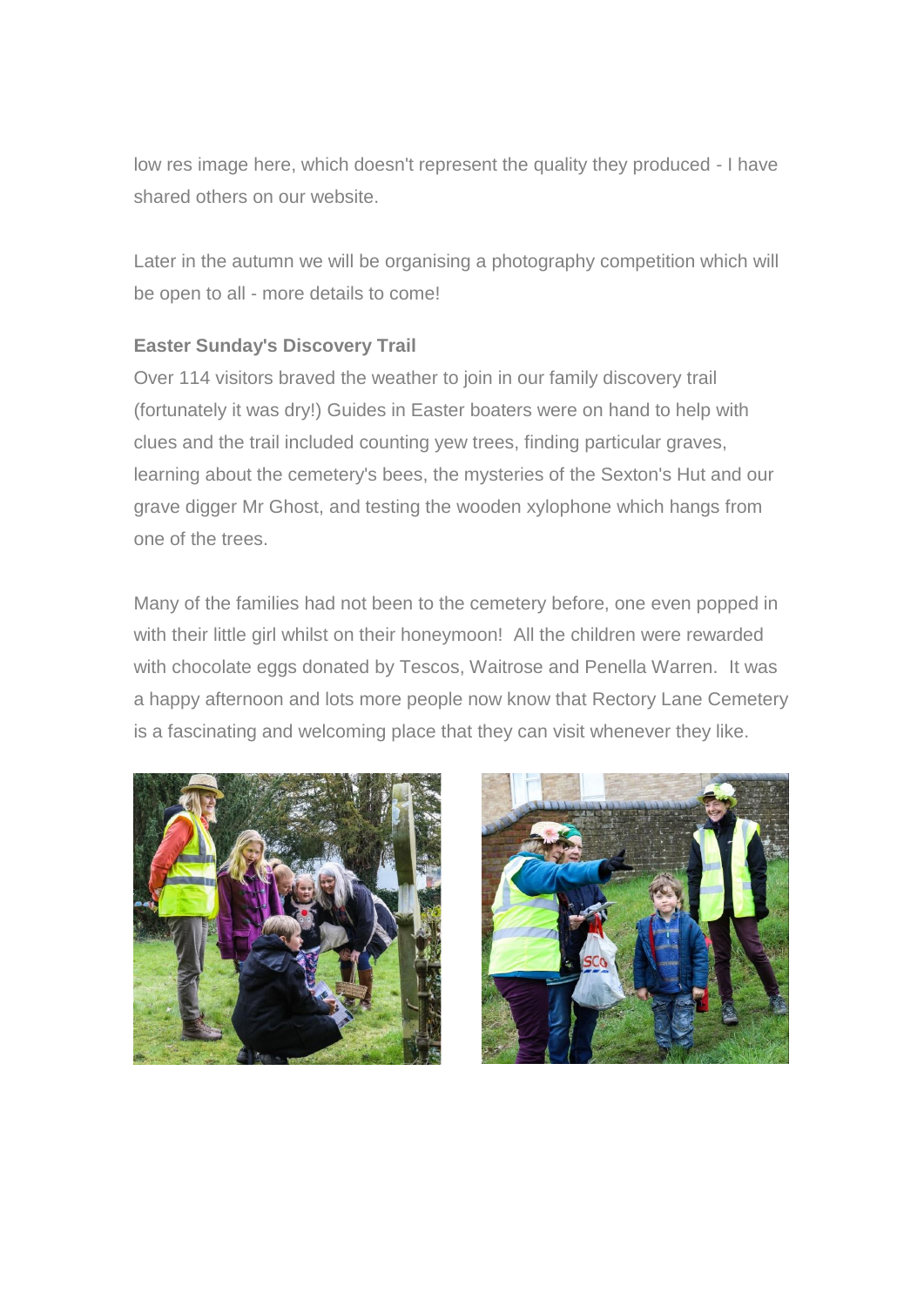low res image here, which doesn't represent the quality they produced - I have shared others on our website.

Later in the autumn we will be organising a photography competition which will be open to all - more details to come!

**Easter Sunday's Discovery Trail**

Over 114 visitors braved the weather to join in our family discovery trail (fortunately it was dry!) Guides in Easter boaters were on hand to help with clues and the trail included counting yew trees, finding particular graves, learning about the cemetery's bees, the mysteries of the Sexton's Hut and our grave digger Mr Ghost, and testing the wooden xylophone which hangs from one of the trees.

Many of the families had not been to the cemetery before, one even popped in with their little girl whilst on their honeymoon! All the children were rewarded with chocolate eggs donated by Tescos, Waitrose and Penella Warren. It was a happy afternoon and lots more people now know that Rectory Lane Cemetery is a fascinating and welcoming place that they can visit whenever they like.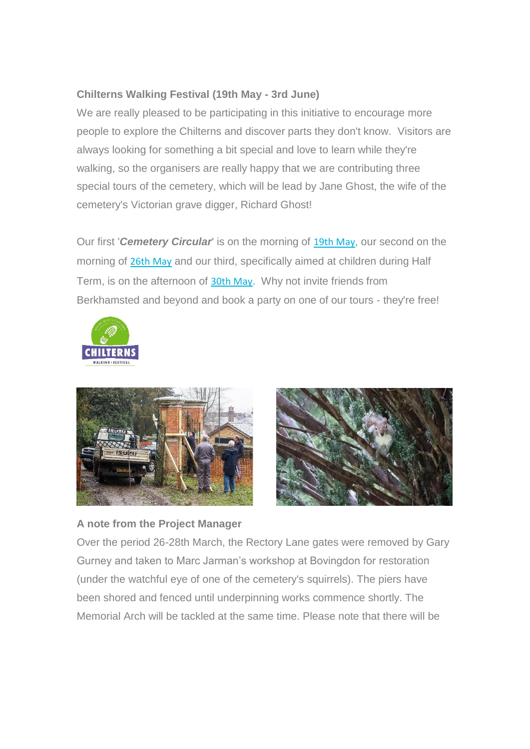**Chilterns Walking Festival (19th May - 3rd June)**

We are really pleased to be participating in this initiative to encourage more people to explore the Chilterns and discover parts they don't know. Visitors are always looking for something a bit special and love to learn while they're walking, so the organisers are really happy that we are contributing three special tours of the cemetery, which will be lead by Jane Ghost, the wife of the cemetery's Victorian grave digger, Richard Ghost!

Our first '***Cemetery Circular***' is on the morning of 19th May, our second on the morning of 26th May and our third, specifically aimed at children during Half Term, is on the afternoon of 30th May. Why not invite friends from Berkhamsted and beyond and book a party on one of our tours - they're free!

**A note from the Project Manager**

Over the period 26-28th March, the Rectory Lane gates were removed by Gary Gurney and taken to Marc Jarman's workshop at Bovingdon for restoration (under the watchful eye of one of the cemetery's squirrels). The piers have been shored and fenced until underpinning works commence shortly. The Memorial Arch will be tackled at the same time. Please note that there will be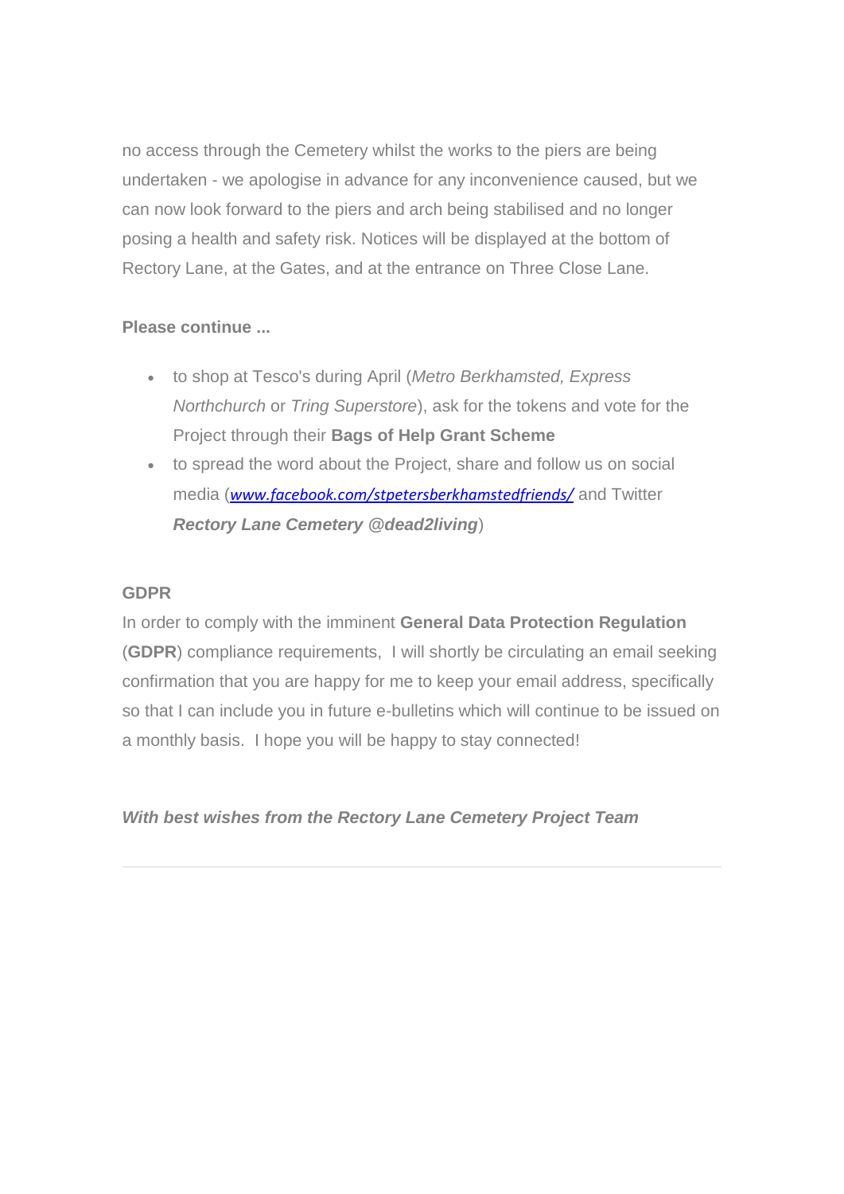no access through the Cemetery whilst the works to the piers are being undertaken - we apologise in advance for any inconvenience caused, but we can now look forward to the piers and arch being stabilised and no longer posing a health and safety risk. Notices will be displayed at the bottom of Rectory Lane, at the Gates, and at the entrance on Three Close Lane.

**Please continue ...**

- to shop at Tesco's during April (*Metro Berkhamsted, Express Northchurch* or *Tring Superstore*), ask for the tokens and vote for the Project through their **Bags of Help Grant Scheme**
- to spread the word about the Project, share and follow us on social media (*www.facebook.com/stpetersberkhamstedfriends/* and Twitter ***Rectory Lane Cemetery @dead2living***)

**GDPR**

In order to comply with the imminent **General Data Protection Regulation** (**GDPR**) compliance requirements, I will shortly be circulating an email seeking confirmation that you are happy for me to keep your email address, specifically so that I can include you in future e-bulletins which will continue to be issued on a monthly basis. I hope you will be happy to stay connected!

***With best wishes from the Rectory Lane Cemetery Project Team***

---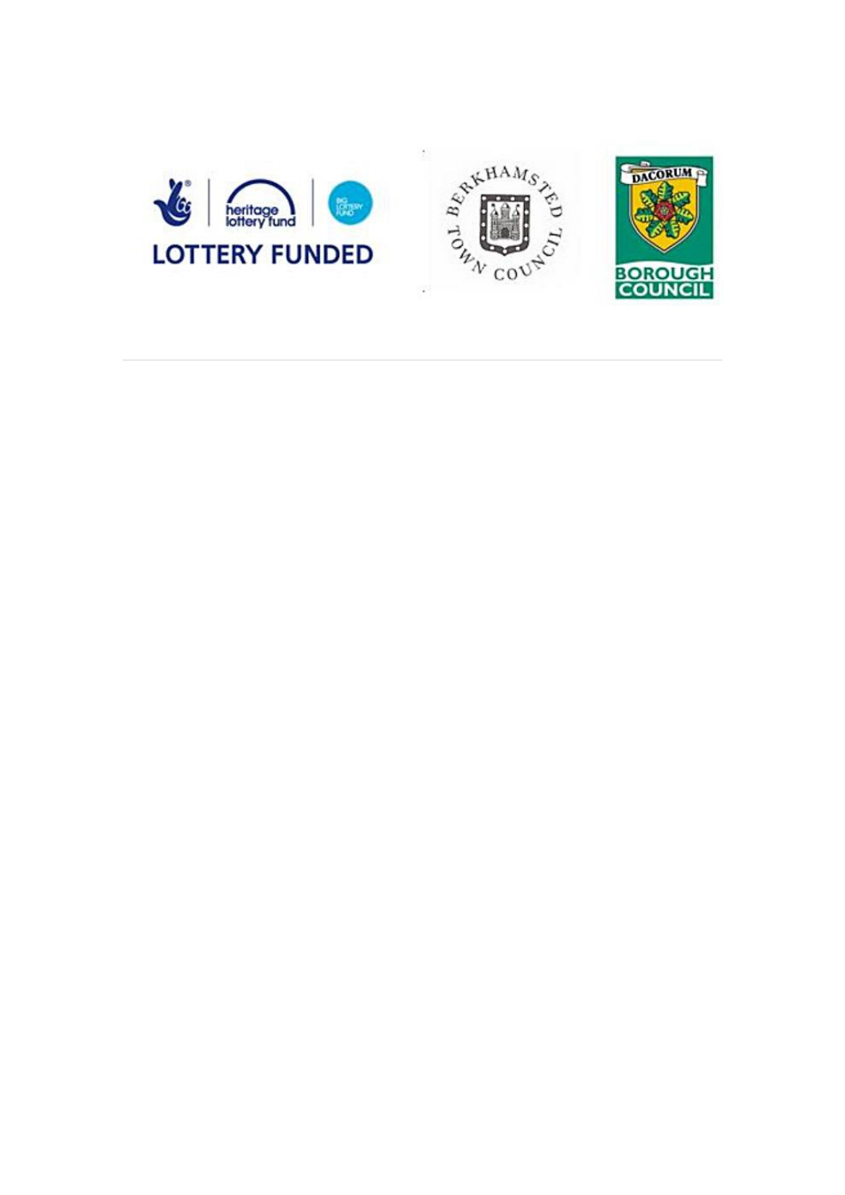heritage lottery fund

BIG LOTTERY FUND

LOTTERY FUNDED

BERKHAMSTED TOWN COUNCIL

DACORUM

BOROUGH COUNCIL